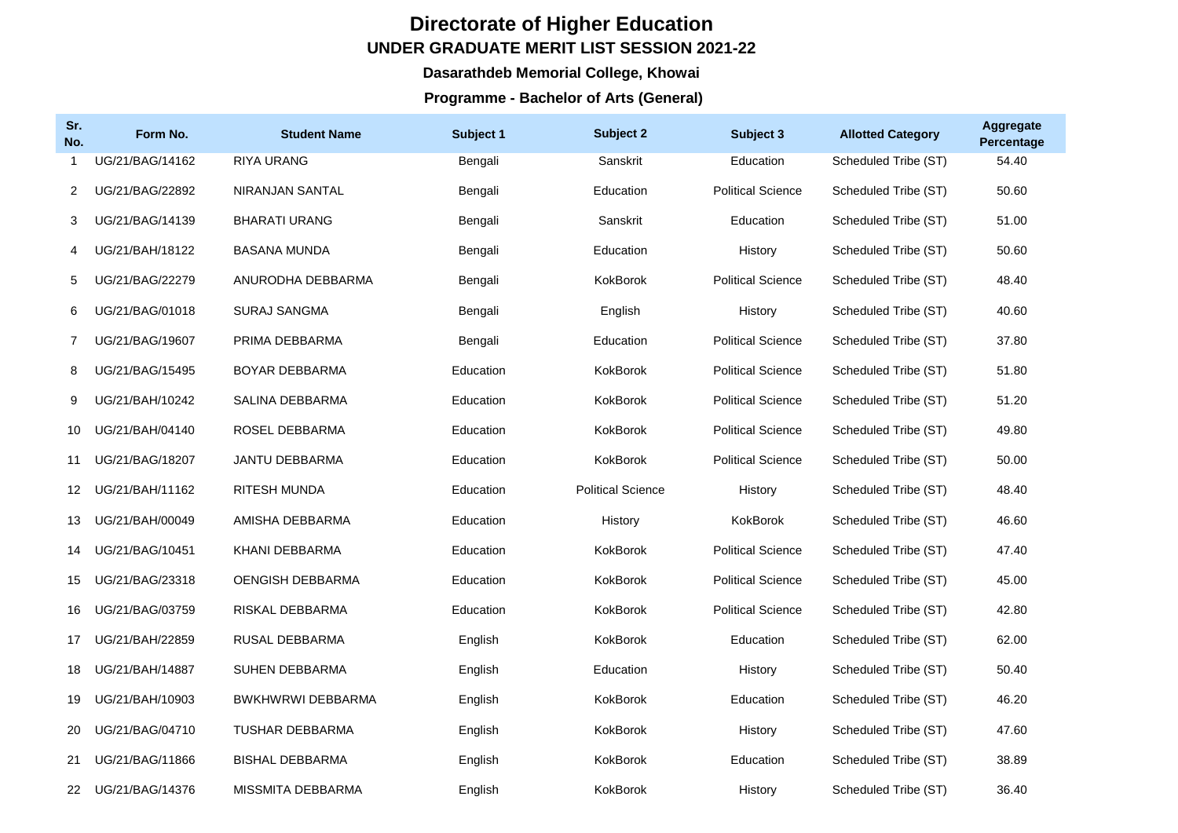# Directorate of Higher Education

## UNDER GRADUATE MERIT LIST SESSION 2021-22

### Dasarathdeb Memorial College, Khowai

### Programme - Bachelor of Arts (General)

| Sr. No. | Form No. | Student Name | Subject 1 | Subject 2 | Subject 3 | Allotted Category | Aggregate Percentage |
|---|---|---|---|---|---|---|---|
| 1 | UG/21/BAG/14162 | RIYA URANG | Bengali | Sanskrit | Education | Scheduled Tribe (ST) | 54.40 |
| 2 | UG/21/BAG/22892 | NIRANJAN SANTAL | Bengali | Education | Political Science | Scheduled Tribe (ST) | 50.60 |
| 3 | UG/21/BAG/14139 | BHARATI URANG | Bengali | Sanskrit | Education | Scheduled Tribe (ST) | 51.00 |
| 4 | UG/21/BAH/18122 | BASANA MUNDA | Bengali | Education | History | Scheduled Tribe (ST) | 50.60 |
| 5 | UG/21/BAG/22279 | ANURODHA DEBBARMA | Bengali | KokBorok | Political Science | Scheduled Tribe (ST) | 48.40 |
| 6 | UG/21/BAG/01018 | SURAJ SANGMA | Bengali | English | History | Scheduled Tribe (ST) | 40.60 |
| 7 | UG/21/BAG/19607 | PRIMA DEBBARMA | Bengali | Education | Political Science | Scheduled Tribe (ST) | 37.80 |
| 8 | UG/21/BAG/15495 | BOYAR DEBBARMA | Education | KokBorok | Political Science | Scheduled Tribe (ST) | 51.80 |
| 9 | UG/21/BAH/10242 | SALINA DEBBARMA | Education | KokBorok | Political Science | Scheduled Tribe (ST) | 51.20 |
| 10 | UG/21/BAH/04140 | ROSEL DEBBARMA | Education | KokBorok | Political Science | Scheduled Tribe (ST) | 49.80 |
| 11 | UG/21/BAG/18207 | JANTU DEBBARMA | Education | KokBorok | Political Science | Scheduled Tribe (ST) | 50.00 |
| 12 | UG/21/BAH/11162 | RITESH MUNDA | Education | Political Science | History | Scheduled Tribe (ST) | 48.40 |
| 13 | UG/21/BAH/00049 | AMISHA DEBBARMA | Education | History | KokBorok | Scheduled Tribe (ST) | 46.60 |
| 14 | UG/21/BAG/10451 | KHANI DEBBARMA | Education | KokBorok | Political Science | Scheduled Tribe (ST) | 47.40 |
| 15 | UG/21/BAG/23318 | OENGISH DEBBARMA | Education | KokBorok | Political Science | Scheduled Tribe (ST) | 45.00 |
| 16 | UG/21/BAG/03759 | RISKAL DEBBARMA | Education | KokBorok | Political Science | Scheduled Tribe (ST) | 42.80 |
| 17 | UG/21/BAH/22859 | RUSAL DEBBARMA | English | KokBorok | Education | Scheduled Tribe (ST) | 62.00 |
| 18 | UG/21/BAH/14887 | SUHEN DEBBARMA | English | Education | History | Scheduled Tribe (ST) | 50.40 |
| 19 | UG/21/BAH/10903 | BWKHWRWI DEBBARMA | English | KokBorok | Education | Scheduled Tribe (ST) | 46.20 |
| 20 | UG/21/BAG/04710 | TUSHAR DEBBARMA | English | KokBorok | History | Scheduled Tribe (ST) | 47.60 |
| 21 | UG/21/BAG/11866 | BISHAL DEBBARMA | English | KokBorok | Education | Scheduled Tribe (ST) | 38.89 |
| 22 | UG/21/BAG/14376 | MISSMITA DEBBARMA | English | KokBorok | History | Scheduled Tribe (ST) | 36.40 |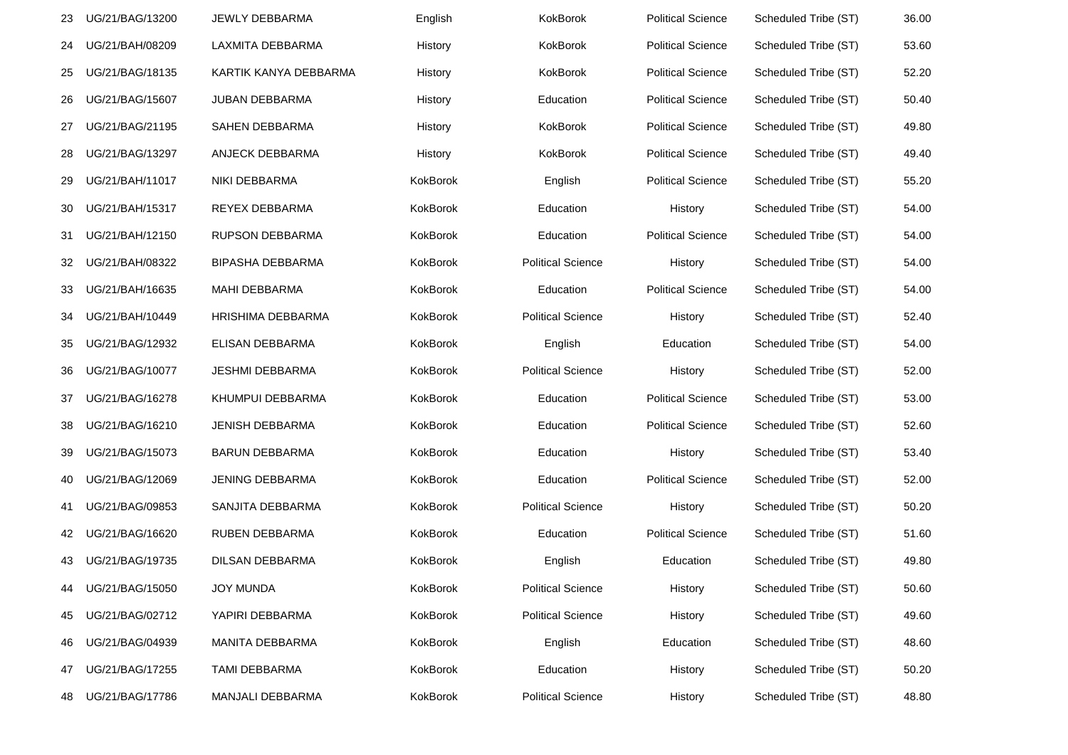| | | | | | | | |
|---|---|---|---|---|---|---|---|
| 23 | UG/21/BAG/13200 | JEWLY DEBBARMA | English | KokBorok | Political Science | Scheduled Tribe (ST) | 36.00 |
| 24 | UG/21/BAH/08209 | LAXMITA DEBBARMA | History | KokBorok | Political Science | Scheduled Tribe (ST) | 53.60 |
| 25 | UG/21/BAG/18135 | KARTIK KANYA DEBBARMA | History | KokBorok | Political Science | Scheduled Tribe (ST) | 52.20 |
| 26 | UG/21/BAG/15607 | JUBAN DEBBARMA | History | Education | Political Science | Scheduled Tribe (ST) | 50.40 |
| 27 | UG/21/BAG/21195 | SAHEN DEBBARMA | History | KokBorok | Political Science | Scheduled Tribe (ST) | 49.80 |
| 28 | UG/21/BAG/13297 | ANJECK DEBBARMA | History | KokBorok | Political Science | Scheduled Tribe (ST) | 49.40 |
| 29 | UG/21/BAH/11017 | NIKI DEBBARMA | KokBorok | English | Political Science | Scheduled Tribe (ST) | 55.20 |
| 30 | UG/21/BAH/15317 | REYEX DEBBARMA | KokBorok | Education | History | Scheduled Tribe (ST) | 54.00 |
| 31 | UG/21/BAH/12150 | RUPSON DEBBARMA | KokBorok | Education | Political Science | Scheduled Tribe (ST) | 54.00 |
| 32 | UG/21/BAH/08322 | BIPASHA DEBBARMA | KokBorok | Political Science | History | Scheduled Tribe (ST) | 54.00 |
| 33 | UG/21/BAH/16635 | MAHI DEBBARMA | KokBorok | Education | Political Science | Scheduled Tribe (ST) | 54.00 |
| 34 | UG/21/BAH/10449 | HRISHIMA DEBBARMA | KokBorok | Political Science | History | Scheduled Tribe (ST) | 52.40 |
| 35 | UG/21/BAG/12932 | ELISAN DEBBARMA | KokBorok | English | Education | Scheduled Tribe (ST) | 54.00 |
| 36 | UG/21/BAG/10077 | JESHMI DEBBARMA | KokBorok | Political Science | History | Scheduled Tribe (ST) | 52.00 |
| 37 | UG/21/BAG/16278 | KHUMPUI DEBBARMA | KokBorok | Education | Political Science | Scheduled Tribe (ST) | 53.00 |
| 38 | UG/21/BAG/16210 | JENISH DEBBARMA | KokBorok | Education | Political Science | Scheduled Tribe (ST) | 52.60 |
| 39 | UG/21/BAG/15073 | BARUN DEBBARMA | KokBorok | Education | History | Scheduled Tribe (ST) | 53.40 |
| 40 | UG/21/BAG/12069 | JENING DEBBARMA | KokBorok | Education | Political Science | Scheduled Tribe (ST) | 52.00 |
| 41 | UG/21/BAG/09853 | SANJITA DEBBARMA | KokBorok | Political Science | History | Scheduled Tribe (ST) | 50.20 |
| 42 | UG/21/BAG/16620 | RUBEN DEBBARMA | KokBorok | Education | Political Science | Scheduled Tribe (ST) | 51.60 |
| 43 | UG/21/BAG/19735 | DILSAN DEBBARMA | KokBorok | English | Education | Scheduled Tribe (ST) | 49.80 |
| 44 | UG/21/BAG/15050 | JOY MUNDA | KokBorok | Political Science | History | Scheduled Tribe (ST) | 50.60 |
| 45 | UG/21/BAG/02712 | YAPIRI DEBBARMA | KokBorok | Political Science | History | Scheduled Tribe (ST) | 49.60 |
| 46 | UG/21/BAG/04939 | MANITA DEBBARMA | KokBorok | English | Education | Scheduled Tribe (ST) | 48.60 |
| 47 | UG/21/BAG/17255 | TAMI DEBBARMA | KokBorok | Education | History | Scheduled Tribe (ST) | 50.20 |
| 48 | UG/21/BAG/17786 | MANJALI DEBBARMA | KokBorok | Political Science | History | Scheduled Tribe (ST) | 48.80 |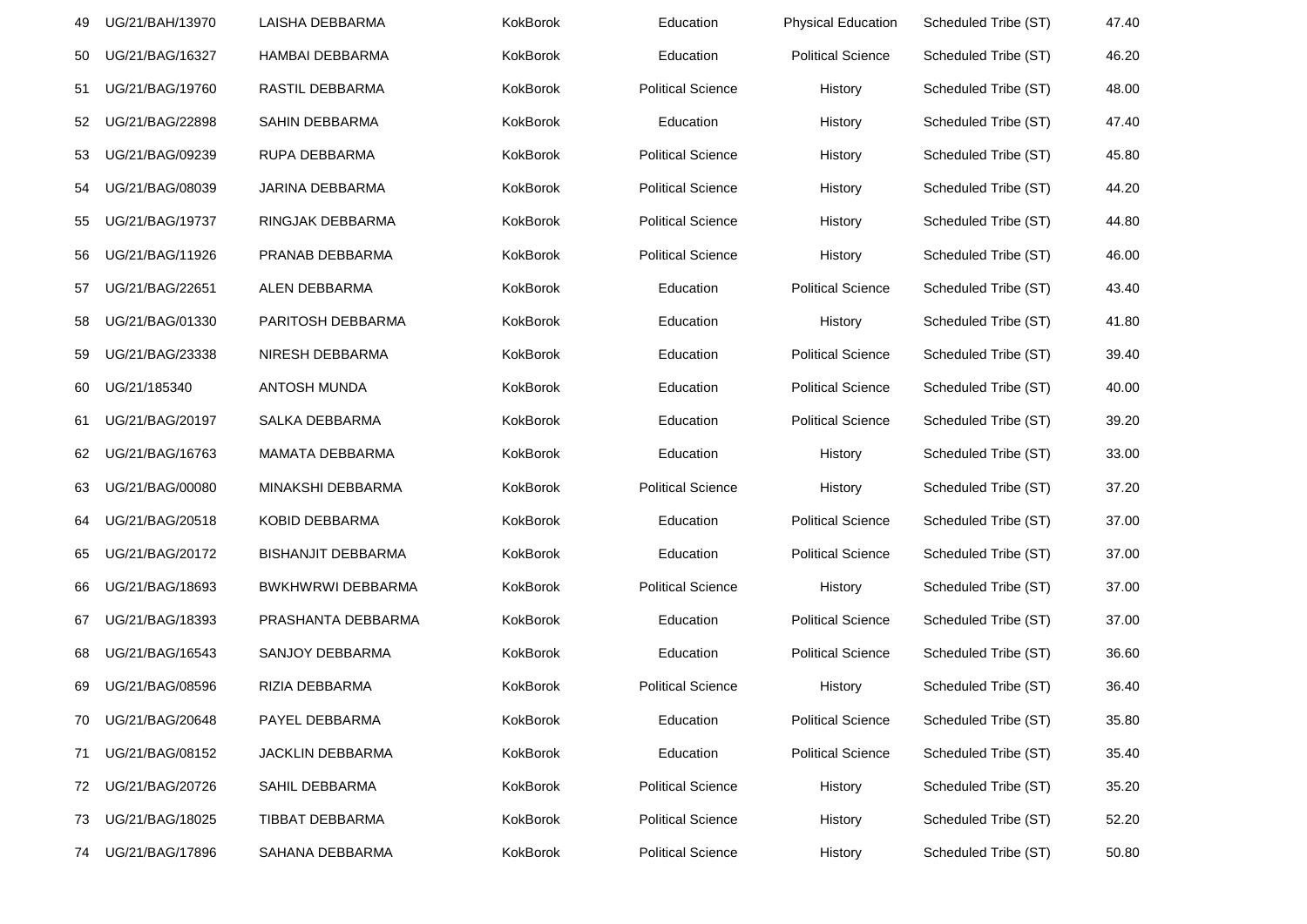| 49 | UG/21/BAH/13970 | LAISHA DEBBARMA | KokBorok | Education | Physical Education | Scheduled Tribe (ST) | 47.40 |
|---|---|---|---|---|---|---|---|
| 50 | UG/21/BAG/16327 | HAMBAI DEBBARMA | KokBorok | Education | Political Science | Scheduled Tribe (ST) | 46.20 |
| 51 | UG/21/BAG/19760 | RASTIL DEBBARMA | KokBorok | Political Science | History | Scheduled Tribe (ST) | 48.00 |
| 52 | UG/21/BAG/22898 | SAHIN DEBBARMA | KokBorok | Education | History | Scheduled Tribe (ST) | 47.40 |
| 53 | UG/21/BAG/09239 | RUPA DEBBARMA | KokBorok | Political Science | History | Scheduled Tribe (ST) | 45.80 |
| 54 | UG/21/BAG/08039 | JARINA DEBBARMA | KokBorok | Political Science | History | Scheduled Tribe (ST) | 44.20 |
| 55 | UG/21/BAG/19737 | RINGJAK DEBBARMA | KokBorok | Political Science | History | Scheduled Tribe (ST) | 44.80 |
| 56 | UG/21/BAG/11926 | PRANAB DEBBARMA | KokBorok | Political Science | History | Scheduled Tribe (ST) | 46.00 |
| 57 | UG/21/BAG/22651 | ALEN DEBBARMA | KokBorok | Education | Political Science | Scheduled Tribe (ST) | 43.40 |
| 58 | UG/21/BAG/01330 | PARITOSH DEBBARMA | KokBorok | Education | History | Scheduled Tribe (ST) | 41.80 |
| 59 | UG/21/BAG/23338 | NIRESH DEBBARMA | KokBorok | Education | Political Science | Scheduled Tribe (ST) | 39.40 |
| 60 | UG/21/185340 | ANTOSH MUNDA | KokBorok | Education | Political Science | Scheduled Tribe (ST) | 40.00 |
| 61 | UG/21/BAG/20197 | SALKA DEBBARMA | KokBorok | Education | Political Science | Scheduled Tribe (ST) | 39.20 |
| 62 | UG/21/BAG/16763 | MAMATA DEBBARMA | KokBorok | Education | History | Scheduled Tribe (ST) | 33.00 |
| 63 | UG/21/BAG/00080 | MINAKSHI DEBBARMA | KokBorok | Political Science | History | Scheduled Tribe (ST) | 37.20 |
| 64 | UG/21/BAG/20518 | KOBID DEBBARMA | KokBorok | Education | Political Science | Scheduled Tribe (ST) | 37.00 |
| 65 | UG/21/BAG/20172 | BISHANJIT DEBBARMA | KokBorok | Education | Political Science | Scheduled Tribe (ST) | 37.00 |
| 66 | UG/21/BAG/18693 | BWKHWRWI DEBBARMA | KokBorok | Political Science | History | Scheduled Tribe (ST) | 37.00 |
| 67 | UG/21/BAG/18393 | PRASHANTA DEBBARMA | KokBorok | Education | Political Science | Scheduled Tribe (ST) | 37.00 |
| 68 | UG/21/BAG/16543 | SANJOY DEBBARMA | KokBorok | Education | Political Science | Scheduled Tribe (ST) | 36.60 |
| 69 | UG/21/BAG/08596 | RIZIA DEBBARMA | KokBorok | Political Science | History | Scheduled Tribe (ST) | 36.40 |
| 70 | UG/21/BAG/20648 | PAYEL DEBBARMA | KokBorok | Education | Political Science | Scheduled Tribe (ST) | 35.80 |
| 71 | UG/21/BAG/08152 | JACKLIN DEBBARMA | KokBorok | Education | Political Science | Scheduled Tribe (ST) | 35.40 |
| 72 | UG/21/BAG/20726 | SAHIL DEBBARMA | KokBorok | Political Science | History | Scheduled Tribe (ST) | 35.20 |
| 73 | UG/21/BAG/18025 | TIBBAT DEBBARMA | KokBorok | Political Science | History | Scheduled Tribe (ST) | 52.20 |
| 74 | UG/21/BAG/17896 | SAHANA DEBBARMA | KokBorok | Political Science | History | Scheduled Tribe (ST) | 50.80 |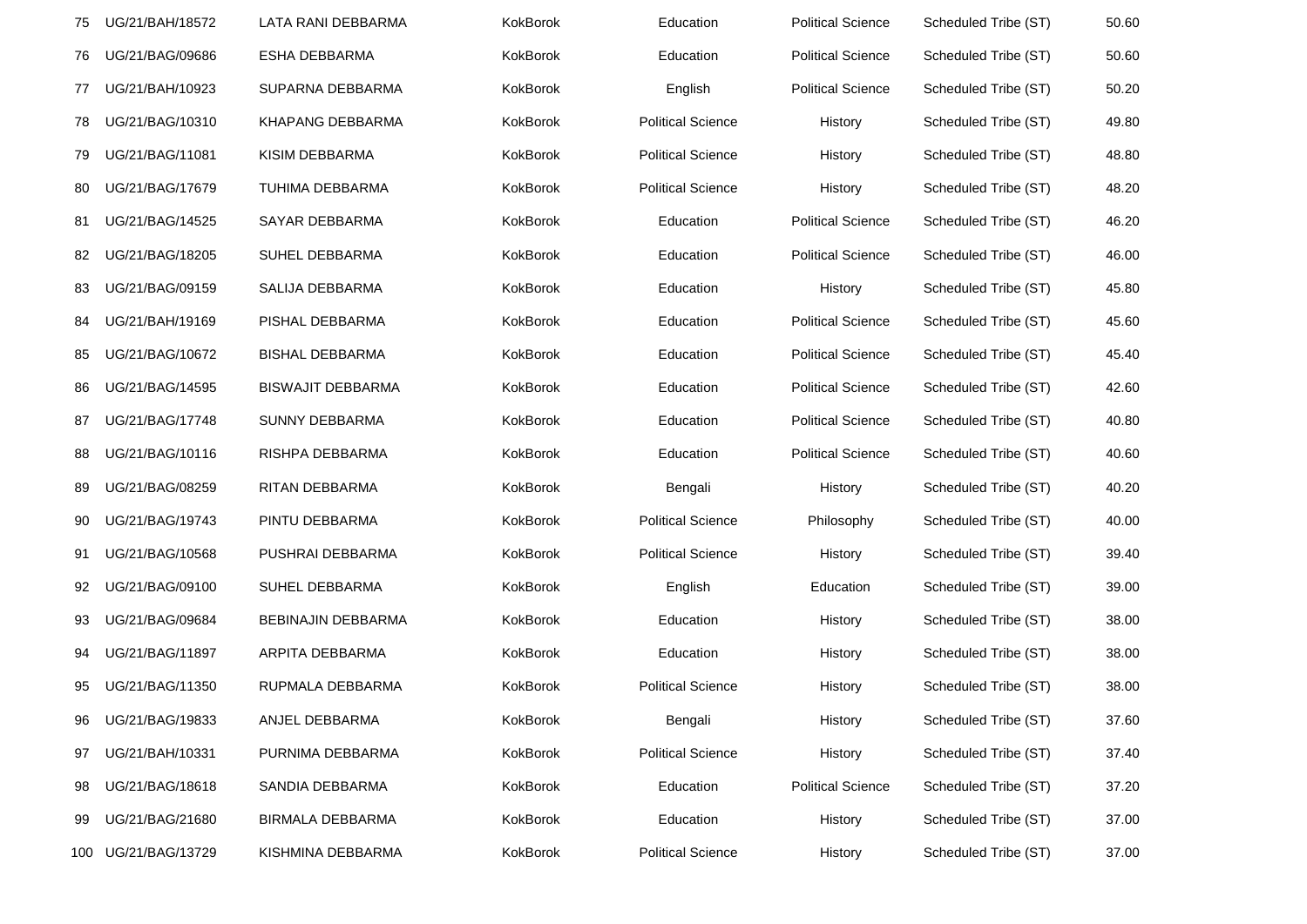| | | | | | | | |
|---|---|---|---|---|---|---|---|
| 75 | UG/21/BAH/18572 | LATA RANI DEBBARMA | KokBorok | Education | Political Science | Scheduled Tribe (ST) | 50.60 |
| 76 | UG/21/BAG/09686 | ESHA DEBBARMA | KokBorok | Education | Political Science | Scheduled Tribe (ST) | 50.60 |
| 77 | UG/21/BAH/10923 | SUPARNA DEBBARMA | KokBorok | English | Political Science | Scheduled Tribe (ST) | 50.20 |
| 78 | UG/21/BAG/10310 | KHAPANG DEBBARMA | KokBorok | Political Science | History | Scheduled Tribe (ST) | 49.80 |
| 79 | UG/21/BAG/11081 | KISIM DEBBARMA | KokBorok | Political Science | History | Scheduled Tribe (ST) | 48.80 |
| 80 | UG/21/BAG/17679 | TUHIMA DEBBARMA | KokBorok | Political Science | History | Scheduled Tribe (ST) | 48.20 |
| 81 | UG/21/BAG/14525 | SAYAR DEBBARMA | KokBorok | Education | Political Science | Scheduled Tribe (ST) | 46.20 |
| 82 | UG/21/BAG/18205 | SUHEL DEBBARMA | KokBorok | Education | Political Science | Scheduled Tribe (ST) | 46.00 |
| 83 | UG/21/BAG/09159 | SALIJA DEBBARMA | KokBorok | Education | History | Scheduled Tribe (ST) | 45.80 |
| 84 | UG/21/BAH/19169 | PISHAL DEBBARMA | KokBorok | Education | Political Science | Scheduled Tribe (ST) | 45.60 |
| 85 | UG/21/BAG/10672 | BISHAL DEBBARMA | KokBorok | Education | Political Science | Scheduled Tribe (ST) | 45.40 |
| 86 | UG/21/BAG/14595 | BISWAJIT DEBBARMA | KokBorok | Education | Political Science | Scheduled Tribe (ST) | 42.60 |
| 87 | UG/21/BAG/17748 | SUNNY DEBBARMA | KokBorok | Education | Political Science | Scheduled Tribe (ST) | 40.80 |
| 88 | UG/21/BAG/10116 | RISHPA DEBBARMA | KokBorok | Education | Political Science | Scheduled Tribe (ST) | 40.60 |
| 89 | UG/21/BAG/08259 | RITAN DEBBARMA | KokBorok | Bengali | History | Scheduled Tribe (ST) | 40.20 |
| 90 | UG/21/BAG/19743 | PINTU DEBBARMA | KokBorok | Political Science | Philosophy | Scheduled Tribe (ST) | 40.00 |
| 91 | UG/21/BAG/10568 | PUSHRAI DEBBARMA | KokBorok | Political Science | History | Scheduled Tribe (ST) | 39.40 |
| 92 | UG/21/BAG/09100 | SUHEL DEBBARMA | KokBorok | English | Education | Scheduled Tribe (ST) | 39.00 |
| 93 | UG/21/BAG/09684 | BEBINAJIN DEBBARMA | KokBorok | Education | History | Scheduled Tribe (ST) | 38.00 |
| 94 | UG/21/BAG/11897 | ARPITA DEBBARMA | KokBorok | Education | History | Scheduled Tribe (ST) | 38.00 |
| 95 | UG/21/BAG/11350 | RUPMALA DEBBARMA | KokBorok | Political Science | History | Scheduled Tribe (ST) | 38.00 |
| 96 | UG/21/BAG/19833 | ANJEL DEBBARMA | KokBorok | Bengali | History | Scheduled Tribe (ST) | 37.60 |
| 97 | UG/21/BAH/10331 | PURNIMA DEBBARMA | KokBorok | Political Science | History | Scheduled Tribe (ST) | 37.40 |
| 98 | UG/21/BAG/18618 | SANDIA DEBBARMA | KokBorok | Education | Political Science | Scheduled Tribe (ST) | 37.20 |
| 99 | UG/21/BAG/21680 | BIRMALA DEBBARMA | KokBorok | Education | History | Scheduled Tribe (ST) | 37.00 |
| 100 | UG/21/BAG/13729 | KISHMINA DEBBARMA | KokBorok | Political Science | History | Scheduled Tribe (ST) | 37.00 |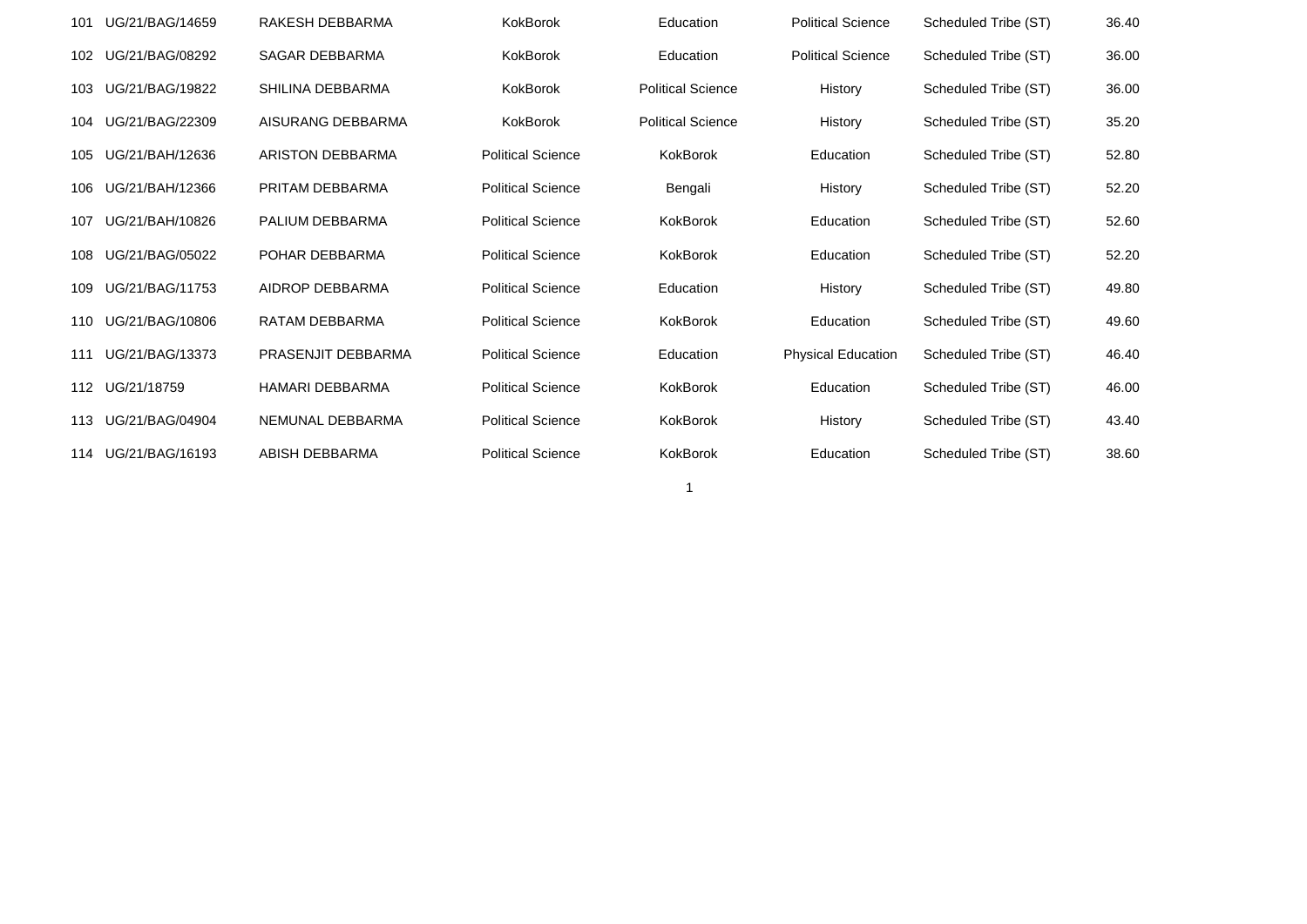| | | | | | | | |
|---|---|---|---|---|---|---|---|
| 101 | UG/21/BAG/14659 | RAKESH DEBBARMA | KokBorok | Education | Political Science | Scheduled Tribe (ST) | 36.40 |
| 102 | UG/21/BAG/08292 | SAGAR DEBBARMA | KokBorok | Education | Political Science | Scheduled Tribe (ST) | 36.00 |
| 103 | UG/21/BAG/19822 | SHILINA DEBBARMA | KokBorok | Political Science | History | Scheduled Tribe (ST) | 36.00 |
| 104 | UG/21/BAG/22309 | AISURANG DEBBARMA | KokBorok | Political Science | History | Scheduled Tribe (ST) | 35.20 |
| 105 | UG/21/BAH/12636 | ARISTON DEBBARMA | Political Science | KokBorok | Education | Scheduled Tribe (ST) | 52.80 |
| 106 | UG/21/BAH/12366 | PRITAM DEBBARMA | Political Science | Bengali | History | Scheduled Tribe (ST) | 52.20 |
| 107 | UG/21/BAH/10826 | PALIUM DEBBARMA | Political Science | KokBorok | Education | Scheduled Tribe (ST) | 52.60 |
| 108 | UG/21/BAG/05022 | POHAR DEBBARMA | Political Science | KokBorok | Education | Scheduled Tribe (ST) | 52.20 |
| 109 | UG/21/BAG/11753 | AIDROP DEBBARMA | Political Science | Education | History | Scheduled Tribe (ST) | 49.80 |
| 110 | UG/21/BAG/10806 | RATAM DEBBARMA | Political Science | KokBorok | Education | Scheduled Tribe (ST) | 49.60 |
| 111 | UG/21/BAG/13373 | PRASENJIT DEBBARMA | Political Science | Education | Physical Education | Scheduled Tribe (ST) | 46.40 |
| 112 | UG/21/18759 | HAMARI DEBBARMA | Political Science | KokBorok | Education | Scheduled Tribe (ST) | 46.00 |
| 113 | UG/21/BAG/04904 | NEMUNAL DEBBARMA | Political Science | KokBorok | History | Scheduled Tribe (ST) | 43.40 |
| 114 | UG/21/BAG/16193 | ABISH DEBBARMA | Political Science | KokBorok | Education | Scheduled Tribe (ST) | 38.60 |